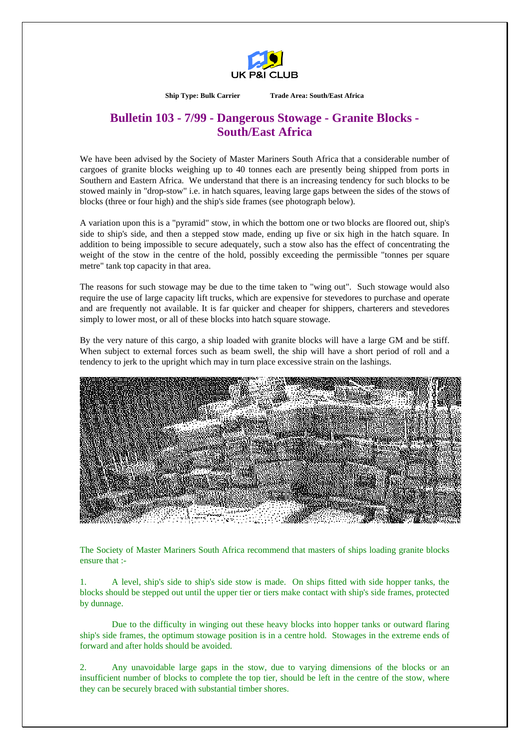UK P&I CLUB

**Ship Type: Bulk Carrier** **Trade Area: South/East Africa**

# Bulletin 103 - 7/99 - Dangerous Stowage - Granite Blocks - South/East Africa

We have been advised by the Society of Master Mariners South Africa that a considerable number of cargoes of granite blocks weighing up to 40 tonnes each are presently being shipped from ports in Southern and Eastern Africa. We understand that there is an increasing tendency for such blocks to be stowed mainly in "drop-stow" i.e. in hatch squares, leaving large gaps between the sides of the stows of blocks (three or four high) and the ship's side frames (see photograph below).

A variation upon this is a "pyramid" stow, in which the bottom one or two blocks are floored out, ship's side to ship's side, and then a stepped stow made, ending up five or six high in the hatch square. In addition to being impossible to secure adequately, such a stow also has the effect of concentrating the weight of the stow in the centre of the hold, possibly exceeding the permissible "tonnes per square metre" tank top capacity in that area.

The reasons for such stowage may be due to the time taken to "wing out". Such stowage would also require the use of large capacity lift trucks, which are expensive for stevedores to purchase and operate and are frequently not available. It is far quicker and cheaper for shippers, charterers and stevedores simply to lower most, or all of these blocks into hatch square stowage.

By the very nature of this cargo, a ship loaded with granite blocks will have a large GM and be stiff. When subject to external forces such as beam swell, the ship will have a short period of roll and a tendency to jerk to the upright which may in turn place excessive strain on the lashings.

The Society of Master Mariners South Africa recommend that masters of ships loading granite blocks ensure that :-

1. A level, ship's side to ship's side stow is made. On ships fitted with side hopper tanks, the blocks should be stepped out until the upper tier or tiers make contact with ship's side frames, protected by dunnage.

   Due to the difficulty in winging out these heavy blocks into hopper tanks or outward flaring ship's side frames, the optimum stowage position is in a centre hold. Stowages in the extreme ends of forward and after holds should be avoided.

2. Any unavoidable large gaps in the stow, due to varying dimensions of the blocks or an insufficient number of blocks to complete the top tier, should be left in the centre of the stow, where they can be securely braced with substantial timber shores.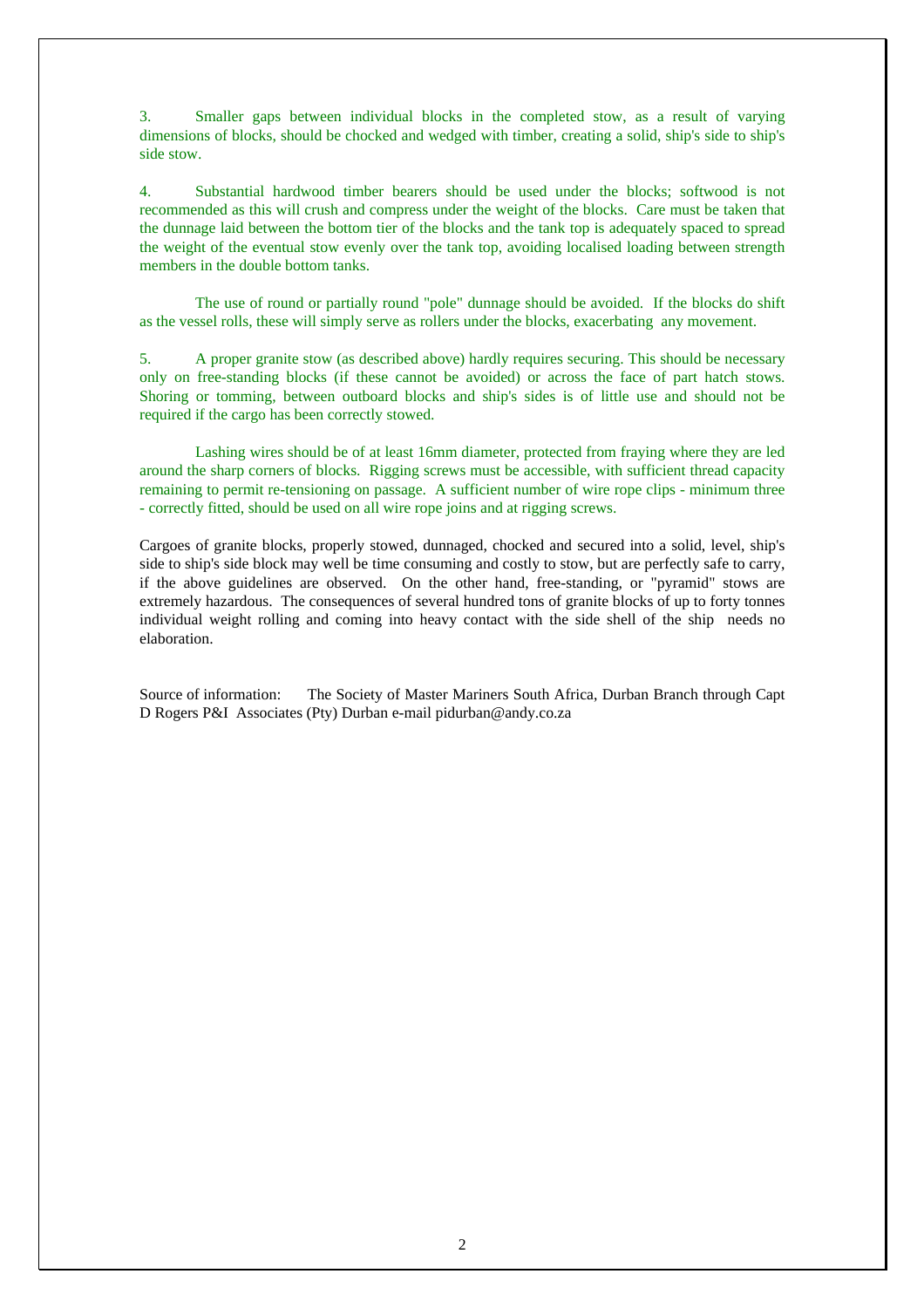3. Smaller gaps between individual blocks in the completed stow, as a result of varying dimensions of blocks, should be chocked and wedged with timber, creating a solid, ship's side to ship's side stow.

4. Substantial hardwood timber bearers should be used under the blocks; softwood is not recommended as this will crush and compress under the weight of the blocks. Care must be taken that the dunnage laid between the bottom tier of the blocks and the tank top is adequately spaced to spread the weight of the eventual stow evenly over the tank top, avoiding localised loading between strength members in the double bottom tanks.

The use of round or partially round "pole" dunnage should be avoided. If the blocks do shift as the vessel rolls, these will simply serve as rollers under the blocks, exacerbating any movement.

5. A proper granite stow (as described above) hardly requires securing. This should be necessary only on free-standing blocks (if these cannot be avoided) or across the face of part hatch stows. Shoring or tomming, between outboard blocks and ship's sides is of little use and should not be required if the cargo has been correctly stowed.

Lashing wires should be of at least 16mm diameter, protected from fraying where they are led around the sharp corners of blocks. Rigging screws must be accessible, with sufficient thread capacity remaining to permit re-tensioning on passage. A sufficient number of wire rope clips - minimum three - correctly fitted, should be used on all wire rope joins and at rigging screws.

Cargoes of granite blocks, properly stowed, dunnaged, chocked and secured into a solid, level, ship's side to ship's side block may well be time consuming and costly to stow, but are perfectly safe to carry, if the above guidelines are observed. On the other hand, free-standing, or "pyramid" stows are extremely hazardous. The consequences of several hundred tons of granite blocks of up to forty tonnes individual weight rolling and coming into heavy contact with the side shell of the ship needs no elaboration.

Source of information: The Society of Master Mariners South Africa, Durban Branch through Capt D Rogers P&I Associates (Pty) Durban e-mail pidurban@andy.co.za